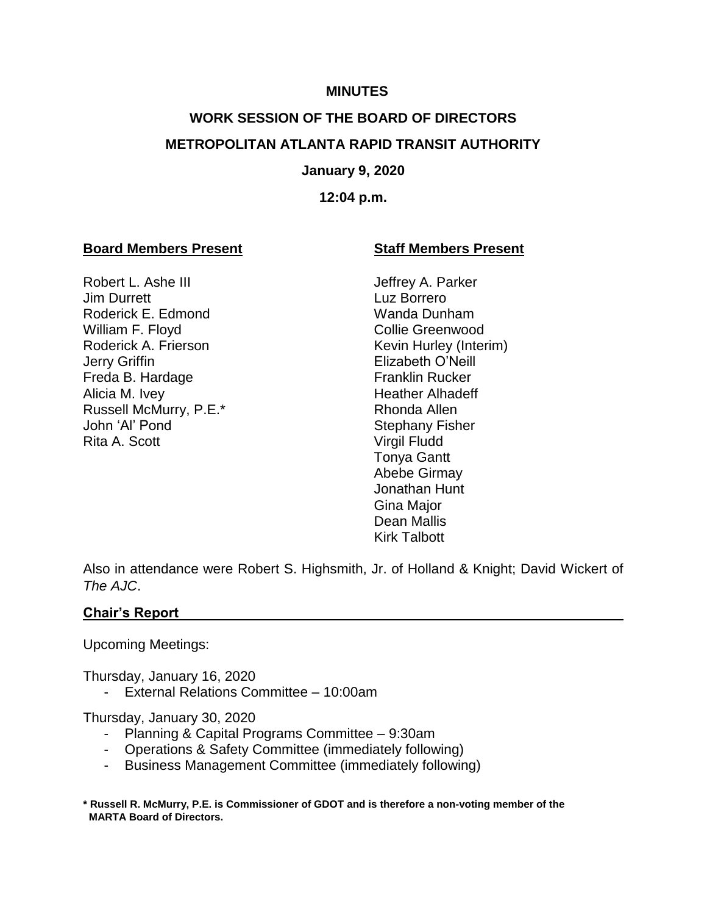**MINUTES**

**WORK SESSION OF THE BOARD OF DIRECTORS**

**METROPOLITAN ATLANTA RAPID TRANSIT AUTHORITY**

**January 9, 2020**

**12:04 p.m.**

**Board Members Present**

Robert L. Ashe III
Jim Durrett
Roderick E. Edmond
William F. Floyd
Roderick A. Frierson
Jerry Griffin
Freda B. Hardage
Alicia M. Ivey
Russell McMurry, P.E.*
John 'Al' Pond
Rita A. Scott

**Staff Members Present**

Jeffrey A. Parker
Luz Borrero
Wanda Dunham
Collie Greenwood
Kevin Hurley (Interim)
Elizabeth O'Neill
Franklin Rucker
Heather Alhadeff
Rhonda Allen
Stephany Fisher
Virgil Fludd
Tonya Gantt
Abebe Girmay
Jonathan Hunt
Gina Major
Dean Mallis
Kirk Talbott

Also in attendance were Robert S. Highsmith, Jr. of Holland & Knight; David Wickert of *The AJC*.

**Chair's Report**

Upcoming Meetings:

Thursday, January 16, 2020

- External Relations Committee – 10:00am

Thursday, January 30, 2020

- Planning & Capital Programs Committee – 9:30am
- Operations & Safety Committee (immediately following)
- Business Management Committee (immediately following)

**\* Russell R. McMurry, P.E. is Commissioner of GDOT and is therefore a non-voting member of the MARTA Board of Directors.**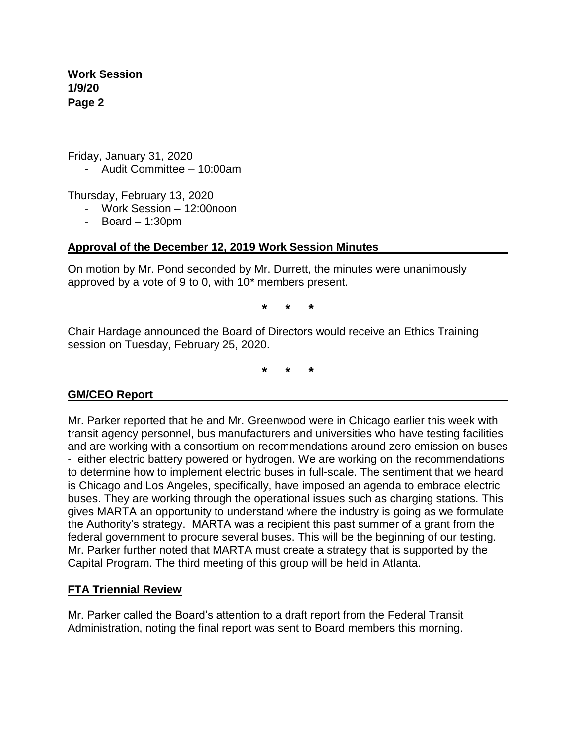Friday, January 31, 2020

- Audit Committee – 10:00am

Thursday, February 13, 2020

- Work Session – 12:00noon
- Board – 1:30pm

## Approval of the December 12, 2019 Work Session Minutes

On motion by Mr. Pond seconded by Mr. Durrett, the minutes were unanimously approved by a vote of 9 to 0, with 10* members present.

\*   \*   \*

Chair Hardage announced the Board of Directors would receive an Ethics Training session on Tuesday, February 25, 2020.

\*   \*   \*

## GM/CEO Report

Mr. Parker reported that he and Mr. Greenwood were in Chicago earlier this week with transit agency personnel, bus manufacturers and universities who have testing facilities and are working with a consortium on recommendations around zero emission on buses - either electric battery powered or hydrogen. We are working on the recommendations to determine how to implement electric buses in full-scale. The sentiment that we heard is Chicago and Los Angeles, specifically, have imposed an agenda to embrace electric buses. They are working through the operational issues such as charging stations. This gives MARTA an opportunity to understand where the industry is going as we formulate the Authority's strategy. MARTA was a recipient this past summer of a grant from the federal government to procure several buses. This will be the beginning of our testing. Mr. Parker further noted that MARTA must create a strategy that is supported by the Capital Program. The third meeting of this group will be held in Atlanta.

## FTA Triennial Review

Mr. Parker called the Board's attention to a draft report from the Federal Transit Administration, noting the final report was sent to Board members this morning.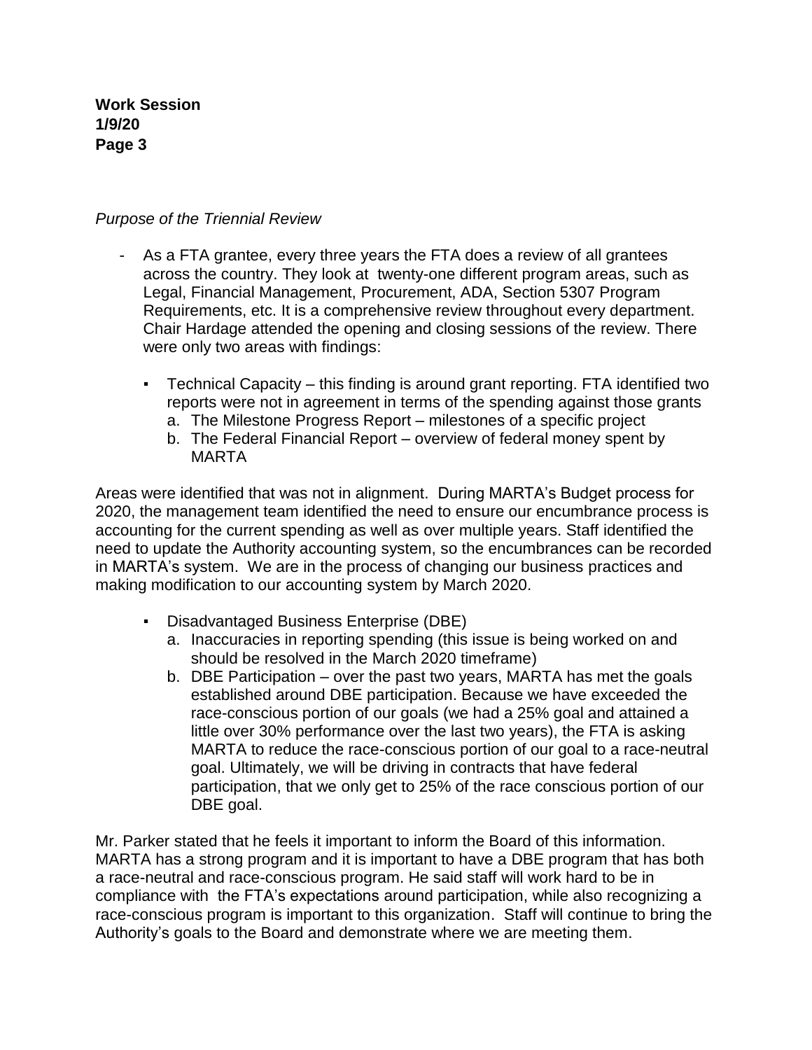*Purpose of the Triennial Review*

- As a FTA grantee, every three years the FTA does a review of all grantees across the country. They look at twenty-one different program areas, such as Legal, Financial Management, Procurement, ADA, Section 5307 Program Requirements, etc. It is a comprehensive review throughout every department. Chair Hardage attended the opening and closing sessions of the review. There were only two areas with findings:

    - Technical Capacity – this finding is around grant reporting. FTA identified two reports were not in agreement in terms of the spending against those grants
        a. The Milestone Progress Report – milestones of a specific project
        b. The Federal Financial Report – overview of federal money spent by MARTA

Areas were identified that was not in alignment. During MARTA's Budget process for 2020, the management team identified the need to ensure our encumbrance process is accounting for the current spending as well as over multiple years. Staff identified the need to update the Authority accounting system, so the encumbrances can be recorded in MARTA's system. We are in the process of changing our business practices and making modification to our accounting system by March 2020.

- Disadvantaged Business Enterprise (DBE)
    a. Inaccuracies in reporting spending (this issue is being worked on and should be resolved in the March 2020 timeframe)
    b. DBE Participation – over the past two years, MARTA has met the goals established around DBE participation. Because we have exceeded the race-conscious portion of our goals (we had a 25% goal and attained a little over 30% performance over the last two years), the FTA is asking MARTA to reduce the race-conscious portion of our goal to a race-neutral goal. Ultimately, we will be driving in contracts that have federal participation, that we only get to 25% of the race conscious portion of our DBE goal.

Mr. Parker stated that he feels it important to inform the Board of this information. MARTA has a strong program and it is important to have a DBE program that has both a race-neutral and race-conscious program. He said staff will work hard to be in compliance with the FTA's expectations around participation, while also recognizing a race-conscious program is important to this organization. Staff will continue to bring the Authority's goals to the Board and demonstrate where we are meeting them.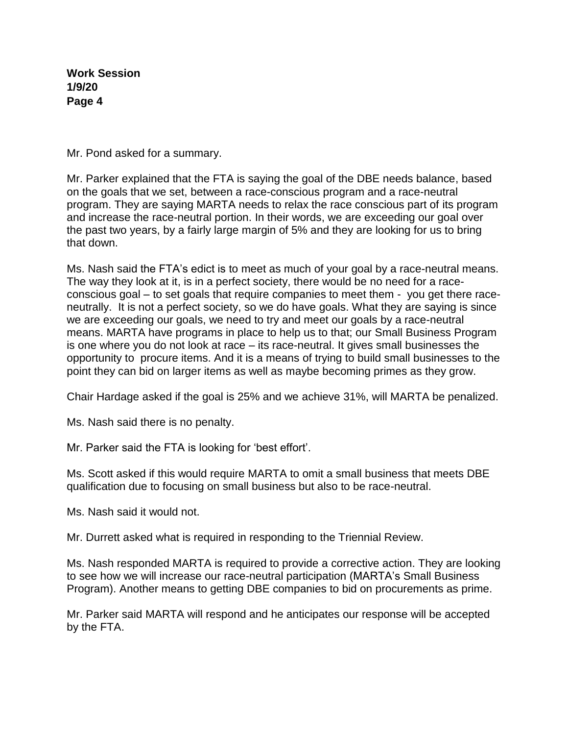Mr. Pond asked for a summary.

Mr. Parker explained that the FTA is saying the goal of the DBE needs balance, based on the goals that we set, between a race-conscious program and a race-neutral program. They are saying MARTA needs to relax the race conscious part of its program and increase the race-neutral portion. In their words, we are exceeding our goal over the past two years, by a fairly large margin of 5% and they are looking for us to bring that down.

Ms. Nash said the FTA's edict is to meet as much of your goal by a race-neutral means. The way they look at it, is in a perfect society, there would be no need for a race-conscious goal – to set goals that require companies to meet them - you get there race-neutrally. It is not a perfect society, so we do have goals. What they are saying is since we are exceeding our goals, we need to try and meet our goals by a race-neutral means. MARTA have programs in place to help us to that; our Small Business Program is one where you do not look at race – its race-neutral. It gives small businesses the opportunity to procure items. And it is a means of trying to build small businesses to the point they can bid on larger items as well as maybe becoming primes as they grow.

Chair Hardage asked if the goal is 25% and we achieve 31%, will MARTA be penalized.

Ms. Nash said there is no penalty.

Mr. Parker said the FTA is looking for 'best effort'.

Ms. Scott asked if this would require MARTA to omit a small business that meets DBE qualification due to focusing on small business but also to be race-neutral.

Ms. Nash said it would not.

Mr. Durrett asked what is required in responding to the Triennial Review.

Ms. Nash responded MARTA is required to provide a corrective action. They are looking to see how we will increase our race-neutral participation (MARTA's Small Business Program). Another means to getting DBE companies to bid on procurements as prime.

Mr. Parker said MARTA will respond and he anticipates our response will be accepted by the FTA.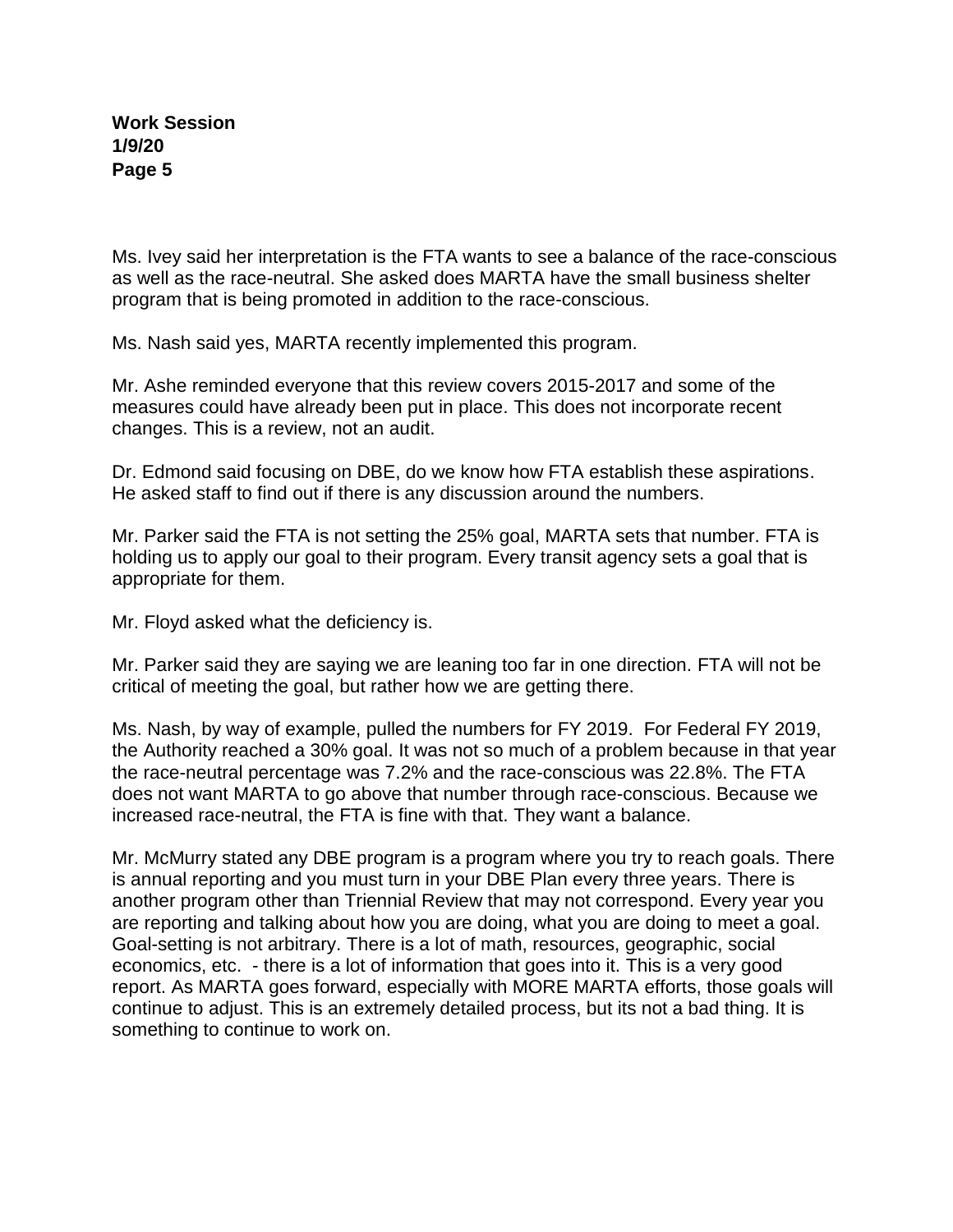Ms. Ivey said her interpretation is the FTA wants to see a balance of the race-conscious as well as the race-neutral. She asked does MARTA have the small business shelter program that is being promoted in addition to the race-conscious.

Ms. Nash said yes, MARTA recently implemented this program.

Mr. Ashe reminded everyone that this review covers 2015-2017 and some of the measures could have already been put in place. This does not incorporate recent changes. This is a review, not an audit.

Dr. Edmond said focusing on DBE, do we know how FTA establish these aspirations. He asked staff to find out if there is any discussion around the numbers.

Mr. Parker said the FTA is not setting the 25% goal, MARTA sets that number. FTA is holding us to apply our goal to their program. Every transit agency sets a goal that is appropriate for them.

Mr. Floyd asked what the deficiency is.

Mr. Parker said they are saying we are leaning too far in one direction. FTA will not be critical of meeting the goal, but rather how we are getting there.

Ms. Nash, by way of example, pulled the numbers for FY 2019. For Federal FY 2019, the Authority reached a 30% goal. It was not so much of a problem because in that year the race-neutral percentage was 7.2% and the race-conscious was 22.8%. The FTA does not want MARTA to go above that number through race-conscious. Because we increased race-neutral, the FTA is fine with that. They want a balance.

Mr. McMurry stated any DBE program is a program where you try to reach goals. There is annual reporting and you must turn in your DBE Plan every three years. There is another program other than Triennial Review that may not correspond. Every year you are reporting and talking about how you are doing, what you are doing to meet a goal. Goal-setting is not arbitrary. There is a lot of math, resources, geographic, social economics, etc. - there is a lot of information that goes into it. This is a very good report. As MARTA goes forward, especially with MORE MARTA efforts, those goals will continue to adjust. This is an extremely detailed process, but its not a bad thing. It is something to continue to work on.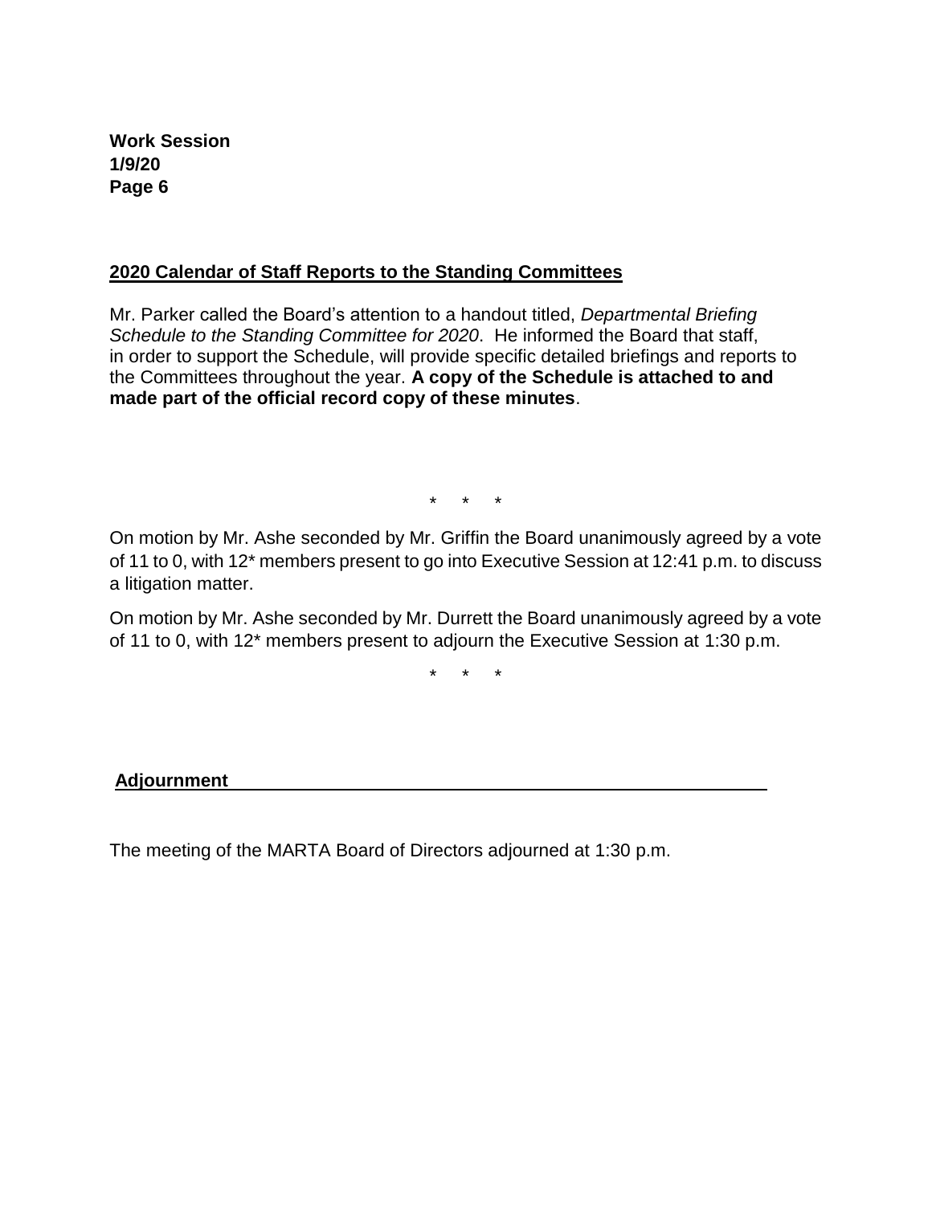## 2020 Calendar of Staff Reports to the Standing Committees

Mr. Parker called the Board's attention to a handout titled, *Departmental Briefing Schedule to the Standing Committee for 2020*. He informed the Board that staff, in order to support the Schedule, will provide specific detailed briefings and reports to the Committees throughout the year. **A copy of the Schedule is attached to and made part of the official record copy of these minutes**.

\* \* \*

On motion by Mr. Ashe seconded by Mr. Griffin the Board unanimously agreed by a vote of 11 to 0, with 12* members present to go into Executive Session at 12:41 p.m. to discuss a litigation matter.

On motion by Mr. Ashe seconded by Mr. Durrett the Board unanimously agreed by a vote of 11 to 0, with 12* members present to adjourn the Executive Session at 1:30 p.m.

\* \* \*

## Adjournment

The meeting of the MARTA Board of Directors adjourned at 1:30 p.m.